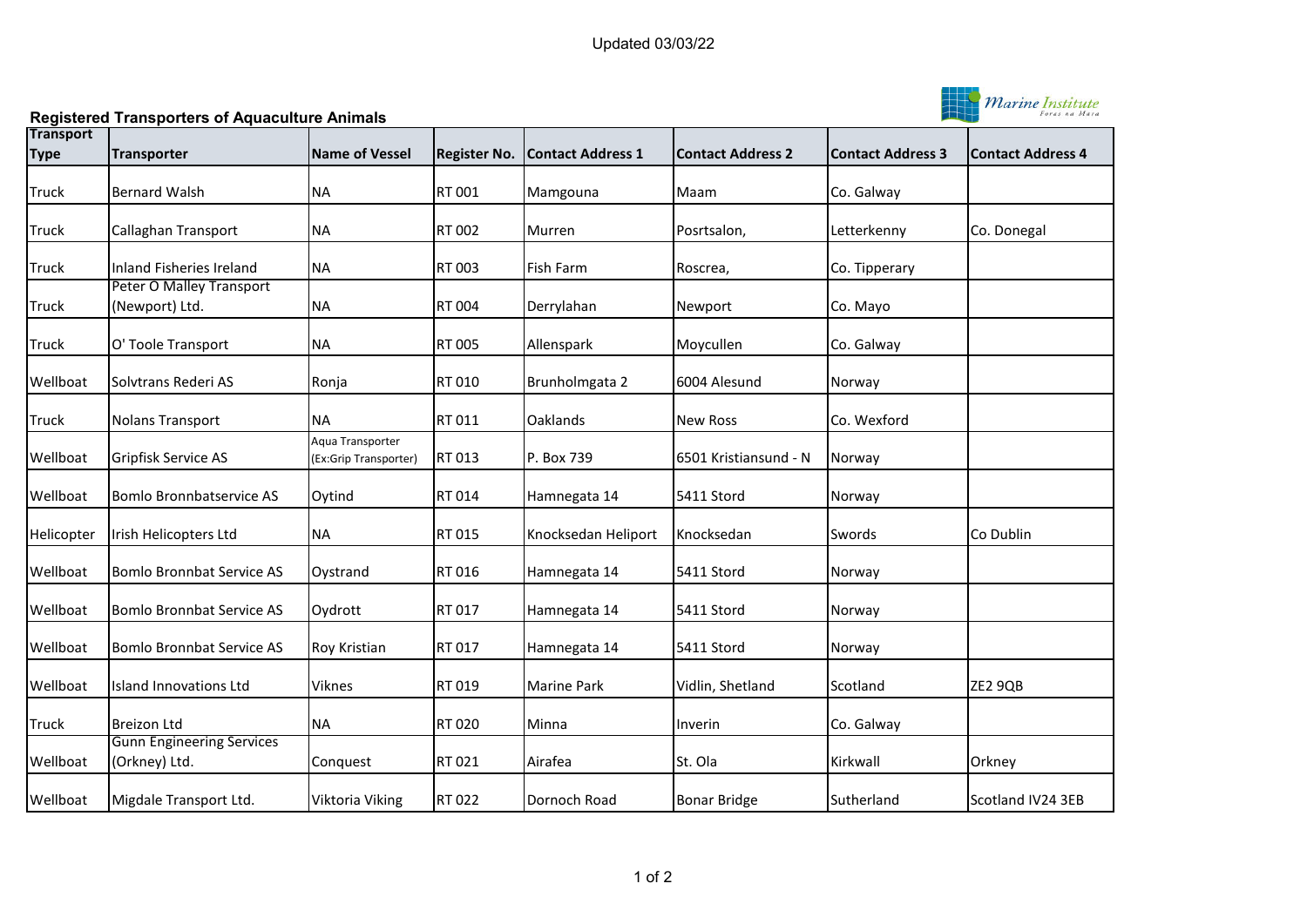Updated 03/03/22

## Registered Transporters of Aquaculture Animals

| Transport Type | Transporter | Name of Vessel | Register No. | Contact Address 1 | Contact Address 2 | Contact Address 3 | Contact Address 4 |
|---|---|---|---|---|---|---|---|
| Truck | Bernard Walsh | NA | RT 001 | Mamgouna | Maam | Co. Galway | |
| Truck | Callaghan Transport | NA | RT 002 | Murren | Posrtsalon, | Letterkenny | Co. Donegal |
| Truck | Inland Fisheries Ireland | NA | RT 003 | Fish Farm | Roscrea, | Co. Tipperary | |
| Truck | Peter O Malley Transport (Newport) Ltd. | NA | RT 004 | Derrylahan | Newport | Co. Mayo | |
| Truck | O' Toole Transport | NA | RT 005 | Allenspark | Moycullen | Co. Galway | |
| Wellboat | Solvtrans Rederi AS | Ronja | RT 010 | Brunholmgata 2 | 6004 Alesund | Norway | |
| Truck | Nolans Transport | NA | RT 011 | Oaklands | New Ross | Co. Wexford | |
| Wellboat | Gripfisk Service AS | Aqua Transporter (Ex:Grip Transporter) | RT 013 | P. Box 739 | 6501 Kristiansund - N | Norway | |
| Wellboat | Bomlo Bronnbatservice AS | Oytind | RT 014 | Hamnegata 14 | 5411 Stord | Norway | |
| Helicopter | Irish Helicopters Ltd | NA | RT 015 | Knocksedan Heliport | Knocksedan | Swords | Co Dublin |
| Wellboat | Bomlo Bronnbat Service AS | Oystrand | RT 016 | Hamnegata 14 | 5411 Stord | Norway | |
| Wellboat | Bomlo Bronnbat Service AS | Oydrott | RT 017 | Hamnegata 14 | 5411 Stord | Norway | |
| Wellboat | Bomlo Bronnbat Service AS | Roy Kristian | RT 017 | Hamnegata 14 | 5411 Stord | Norway | |
| Wellboat | Island Innovations Ltd | Viknes | RT 019 | Marine Park | Vidlin, Shetland | Scotland | ZE2 9QB |
| Truck | Breizon Ltd | NA | RT 020 | Minna | Inverin | Co. Galway | |
| Wellboat | Gunn Engineering Services (Orkney) Ltd. | Conquest | RT 021 | Airafea | St. Ola | Kirkwall | Orkney |
| Wellboat | Migdale Transport Ltd. | Viktoria Viking | RT 022 | Dornoch Road | Bonar Bridge | Sutherland | Scotland IV24 3EB |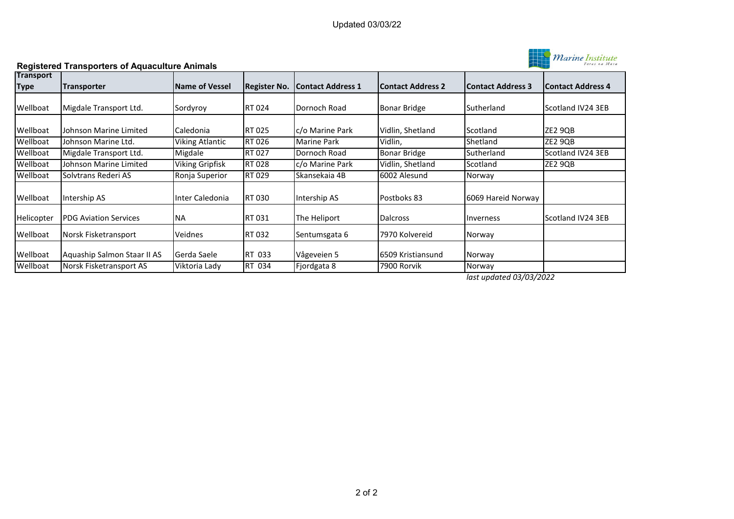Updated 03/03/22

## Registered Transporters of Aquaculture Animals

| Transport Type | Transporter | Name of Vessel | Register No. | Contact Address 1 | Contact Address 2 | Contact Address 3 | Contact Address 4 |
|---|---|---|---|---|---|---|---|
| Wellboat | Migdale Transport Ltd. | Sordyroy | RT 024 | Dornoch Road | Bonar Bridge | Sutherland | Scotland IV24 3EB |
| Wellboat | Johnson Marine Limited | Caledonia | RT 025 | c/o Marine Park | Vidlin, Shetland | Scotland | ZE2 9QB |
| Wellboat | Johnson Marine Ltd. | Viking Atlantic | RT 026 | Marine Park | Vidlin, | Shetland | ZE2 9QB |
| Wellboat | Migdale Transport Ltd. | Migdale | RT 027 | Dornoch Road | Bonar Bridge | Sutherland | Scotland IV24 3EB |
| Wellboat | Johnson Marine Limited | Viking Gripfisk | RT 028 | c/o Marine Park | Vidlin, Shetland | Scotland | ZE2 9QB |
| Wellboat | Solvtrans Rederi AS | Ronja Superior | RT 029 | Skansekaia 4B | 6002 Alesund | Norway | |
| Wellboat | Intership AS | Inter Caledonia | RT 030 | Intership AS | Postboks 83 | 6069 Hareid Norway | |
| Helicopter | PDG Aviation Services | NA | RT 031 | The Heliport | Dalcross | Inverness | Scotland IV24 3EB |
| Wellboat | Norsk Fisketransport | Veidnes | RT 032 | Sentumsgata 6 | 7970 Kolvereid | Norway | |
| Wellboat | Aquaship Salmon Staar II AS | Gerda Saele | RT 033 | Vågeveien 5 | 6509 Kristiansund | Norway | |
| Wellboat | Norsk Fisketransport AS | Viktoria Lady | RT 034 | Fjordgata 8 | 7900 Rorvik | Norway | |

*last updated 03/03/2022*